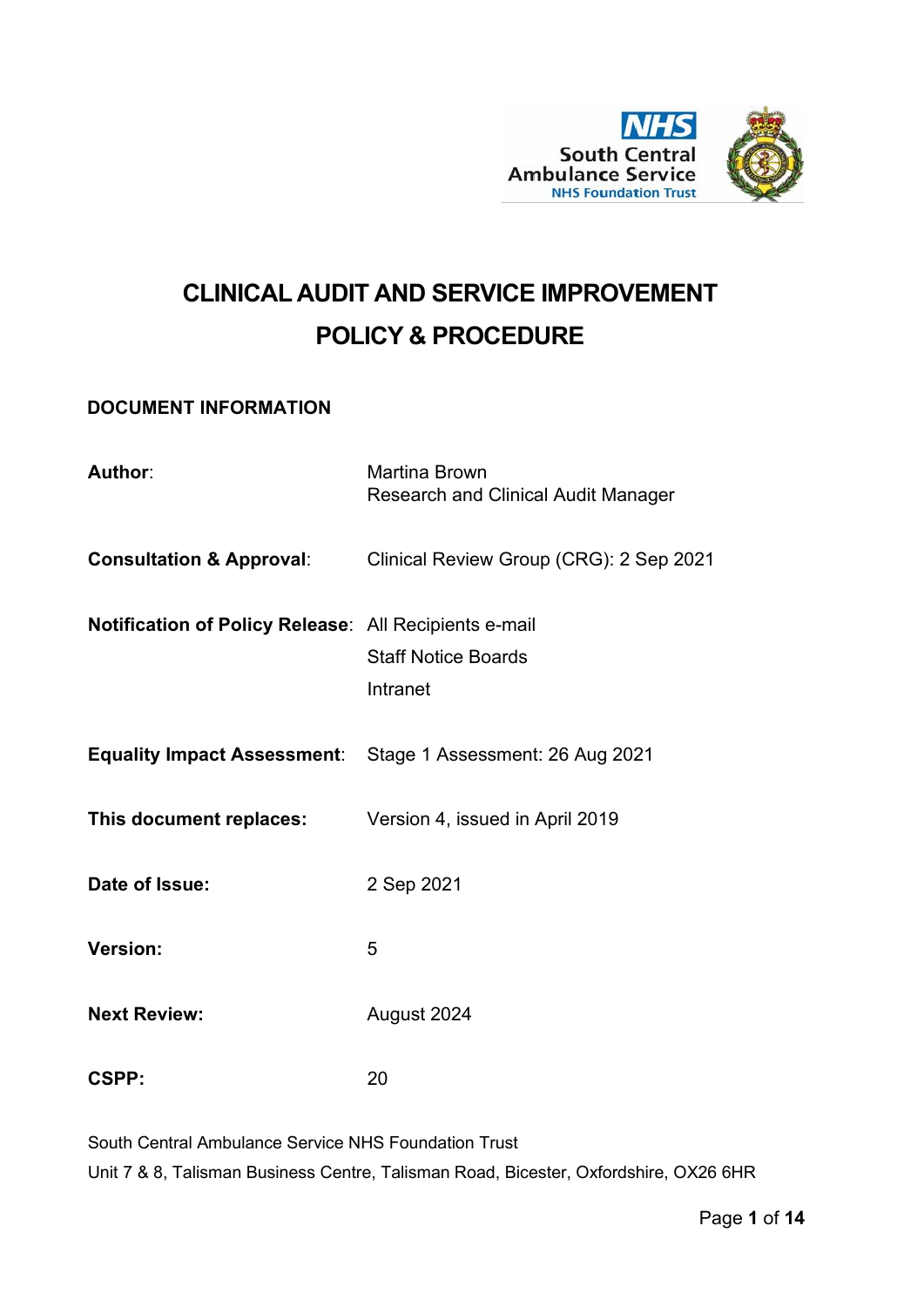# CLINICAL AUDIT AND SERVICE IMPROVEMENT POLICY & PROCEDURE

## DOCUMENT INFORMATION

| | |
|---|---|
| **Author**: | Martina Brown<br>Research and Clinical Audit Manager |
| **Consultation & Approval**: | Clinical Review Group (CRG): 2 Sep 2021 |
| **Notification of Policy Release**: | All Recipients e-mail<br>Staff Notice Boards<br>Intranet |
| **Equality Impact Assessment**: | Stage 1 Assessment: 26 Aug 2021 |
| **This document replaces:** | Version 4, issued in April 2019 |
| **Date of Issue:** | 2 Sep 2021 |
| **Version:** | 5 |
| **Next Review:** | August 2024 |
| **CSPP:** | 20 |

South Central Ambulance Service NHS Foundation Trust
Unit 7 & 8, Talisman Business Centre, Talisman Road, Bicester, Oxfordshire, OX26 6HR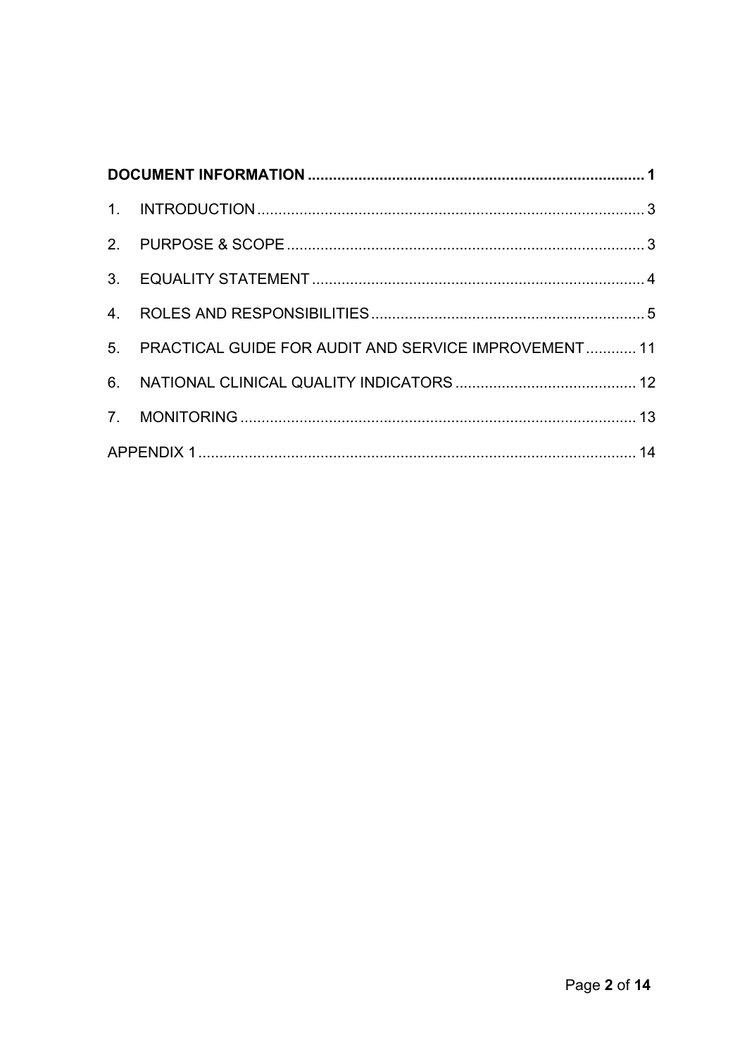| | | |
|---|---|---|
| **DOCUMENT INFORMATION** | | **1** |
| 1. | INTRODUCTION | 3 |
| 2. | PURPOSE & SCOPE | 3 |
| 3. | EQUALITY STATEMENT | 4 |
| 4. | ROLES AND RESPONSIBILITIES | 5 |
| 5. | PRACTICAL GUIDE FOR AUDIT AND SERVICE IMPROVEMENT | 11 |
| 6. | NATIONAL CLINICAL QUALITY INDICATORS | 12 |
| 7. | MONITORING | 13 |
| APPENDIX 1 | | 14 |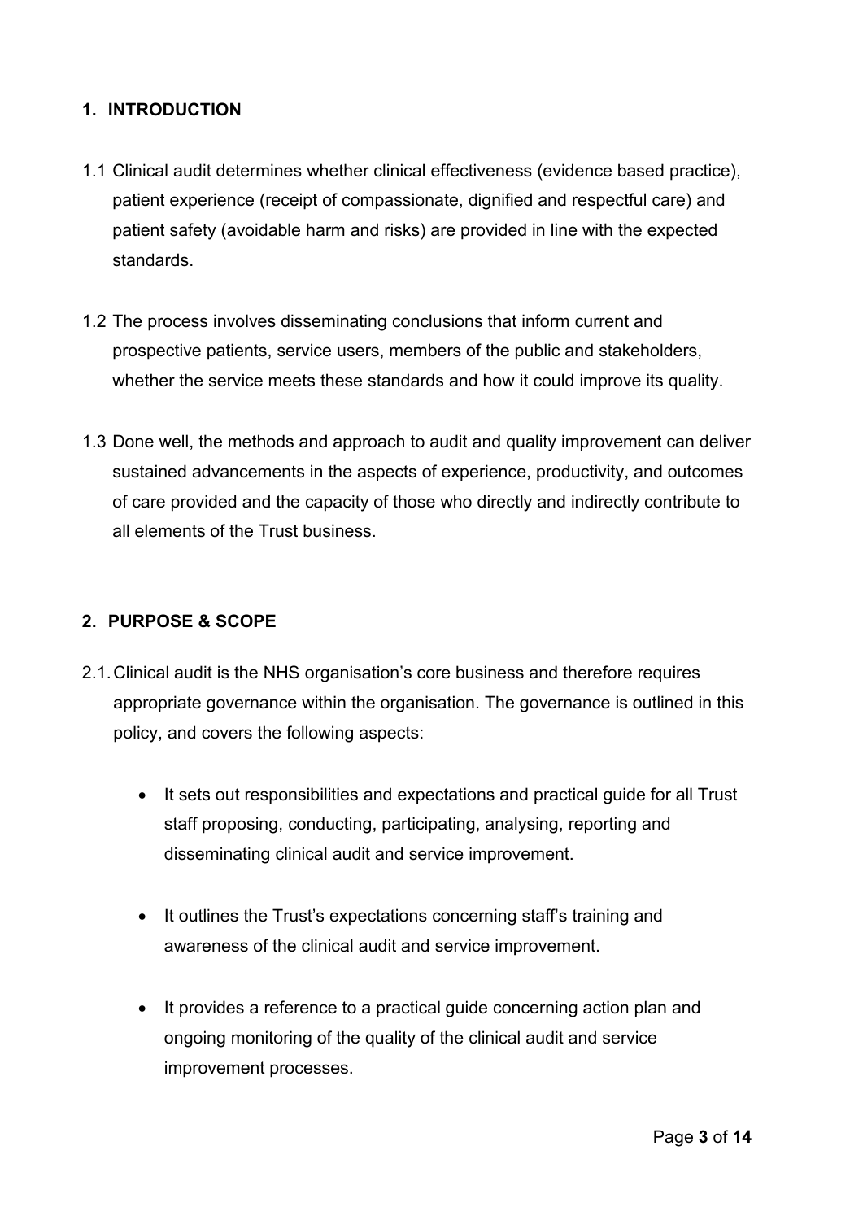## 1. INTRODUCTION

1.1 Clinical audit determines whether clinical effectiveness (evidence based practice), patient experience (receipt of compassionate, dignified and respectful care) and patient safety (avoidable harm and risks) are provided in line with the expected standards.

1.2 The process involves disseminating conclusions that inform current and prospective patients, service users, members of the public and stakeholders, whether the service meets these standards and how it could improve its quality.

1.3 Done well, the methods and approach to audit and quality improvement can deliver sustained advancements in the aspects of experience, productivity, and outcomes of care provided and the capacity of those who directly and indirectly contribute to all elements of the Trust business.

## 2. PURPOSE & SCOPE

2.1. Clinical audit is the NHS organisation's core business and therefore requires appropriate governance within the organisation. The governance is outlined in this policy, and covers the following aspects:

- It sets out responsibilities and expectations and practical guide for all Trust staff proposing, conducting, participating, analysing, reporting and disseminating clinical audit and service improvement.
- It outlines the Trust's expectations concerning staff's training and awareness of the clinical audit and service improvement.
- It provides a reference to a practical guide concerning action plan and ongoing monitoring of the quality of the clinical audit and service improvement processes.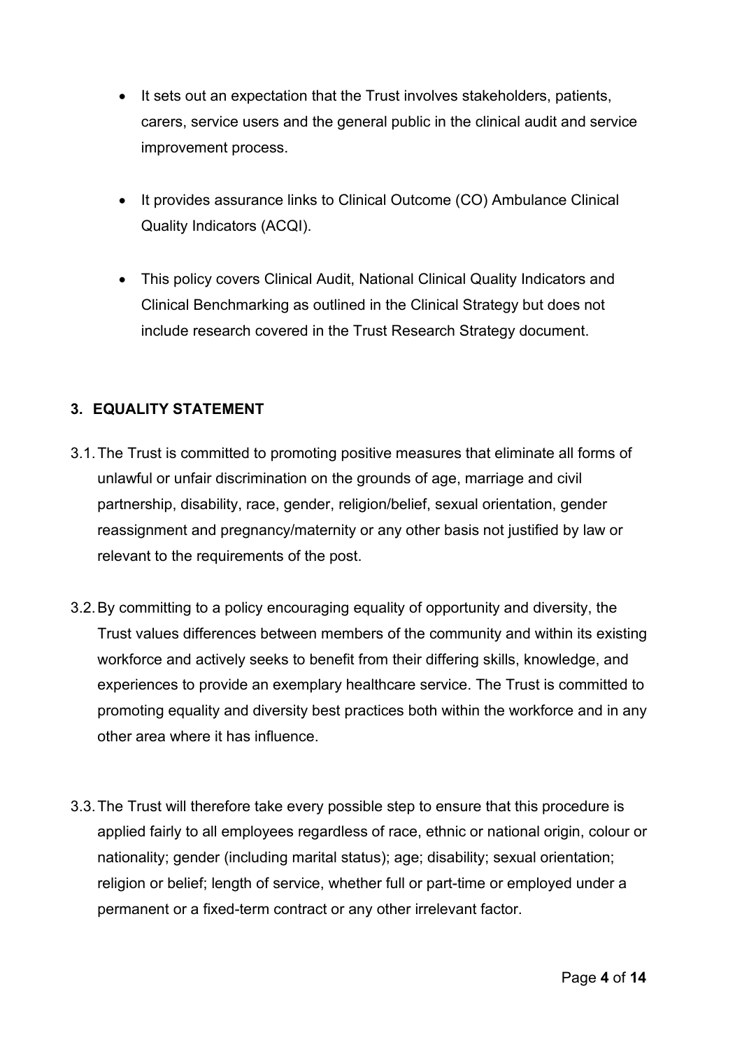- It sets out an expectation that the Trust involves stakeholders, patients, carers, service users and the general public in the clinical audit and service improvement process.

- It provides assurance links to Clinical Outcome (CO) Ambulance Clinical Quality Indicators (ACQI).

- This policy covers Clinical Audit, National Clinical Quality Indicators and Clinical Benchmarking as outlined in the Clinical Strategy but does not include research covered in the Trust Research Strategy document.

## 3. EQUALITY STATEMENT

3.1. The Trust is committed to promoting positive measures that eliminate all forms of unlawful or unfair discrimination on the grounds of age, marriage and civil partnership, disability, race, gender, religion/belief, sexual orientation, gender reassignment and pregnancy/maternity or any other basis not justified by law or relevant to the requirements of the post.

3.2. By committing to a policy encouraging equality of opportunity and diversity, the Trust values differences between members of the community and within its existing workforce and actively seeks to benefit from their differing skills, knowledge, and experiences to provide an exemplary healthcare service. The Trust is committed to promoting equality and diversity best practices both within the workforce and in any other area where it has influence.

3.3. The Trust will therefore take every possible step to ensure that this procedure is applied fairly to all employees regardless of race, ethnic or national origin, colour or nationality; gender (including marital status); age; disability; sexual orientation; religion or belief; length of service, whether full or part-time or employed under a permanent or a fixed-term contract or any other irrelevant factor.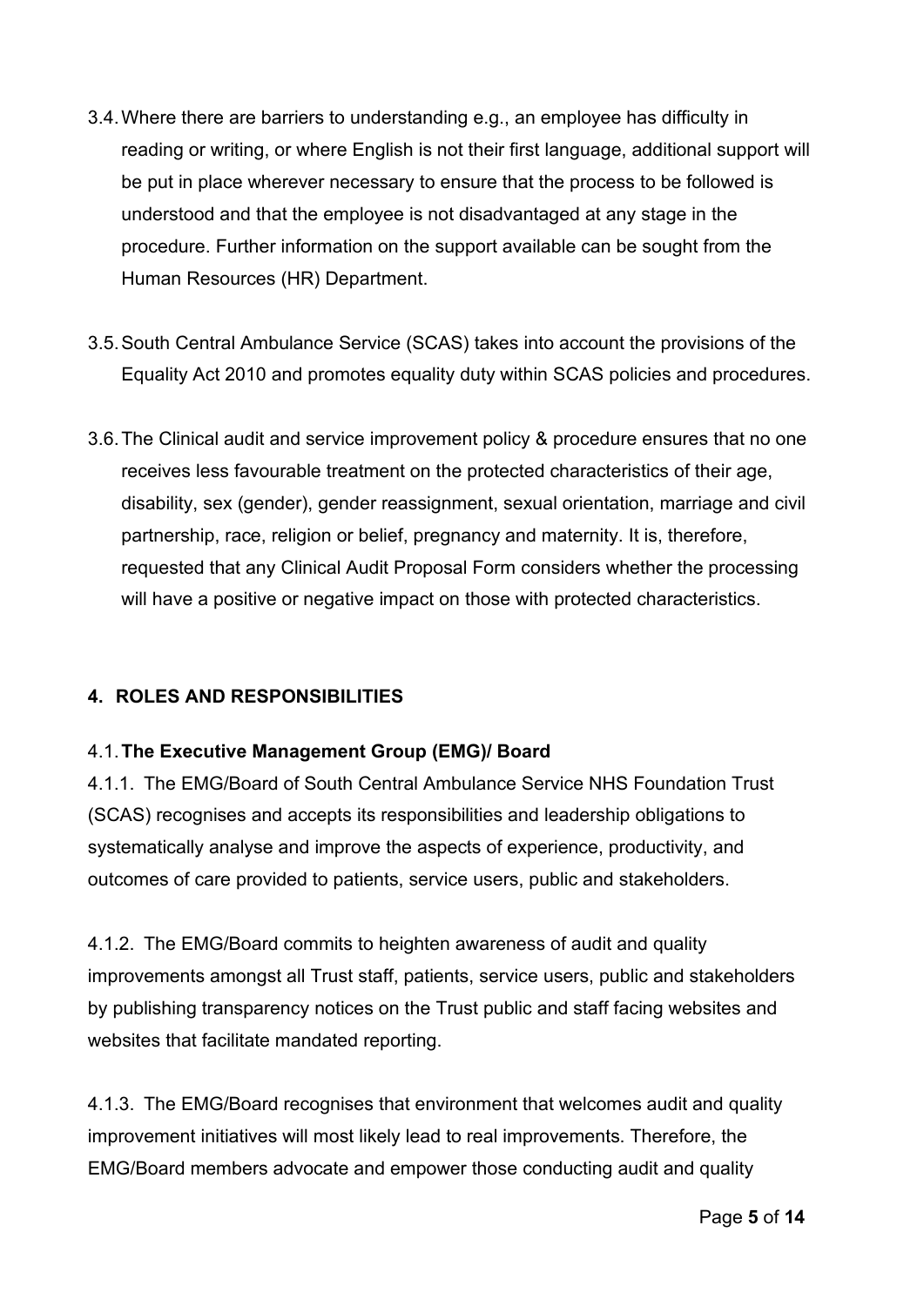3.4. Where there are barriers to understanding e.g., an employee has difficulty in reading or writing, or where English is not their first language, additional support will be put in place wherever necessary to ensure that the process to be followed is understood and that the employee is not disadvantaged at any stage in the procedure. Further information on the support available can be sought from the Human Resources (HR) Department.

3.5. South Central Ambulance Service (SCAS) takes into account the provisions of the Equality Act 2010 and promotes equality duty within SCAS policies and procedures.

3.6. The Clinical audit and service improvement policy & procedure ensures that no one receives less favourable treatment on the protected characteristics of their age, disability, sex (gender), gender reassignment, sexual orientation, marriage and civil partnership, race, religion or belief, pregnancy and maternity. It is, therefore, requested that any Clinical Audit Proposal Form considers whether the processing will have a positive or negative impact on those with protected characteristics.

## 4. ROLES AND RESPONSIBILITIES

### 4.1. The Executive Management Group (EMG)/ Board

4.1.1. The EMG/Board of South Central Ambulance Service NHS Foundation Trust (SCAS) recognises and accepts its responsibilities and leadership obligations to systematically analyse and improve the aspects of experience, productivity, and outcomes of care provided to patients, service users, public and stakeholders.

4.1.2. The EMG/Board commits to heighten awareness of audit and quality improvements amongst all Trust staff, patients, service users, public and stakeholders by publishing transparency notices on the Trust public and staff facing websites and websites that facilitate mandated reporting.

4.1.3. The EMG/Board recognises that environment that welcomes audit and quality improvement initiatives will most likely lead to real improvements. Therefore, the EMG/Board members advocate and empower those conducting audit and quality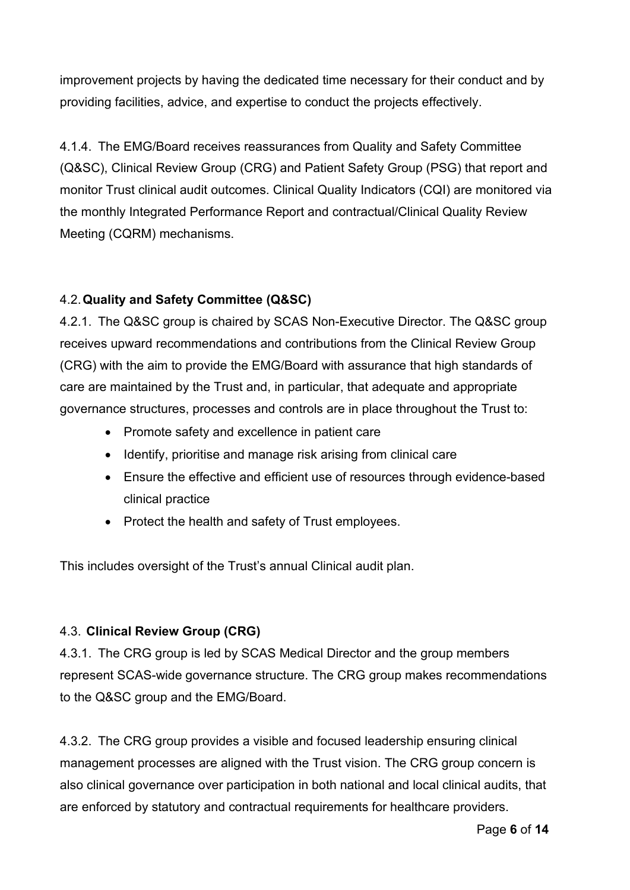improvement projects by having the dedicated time necessary for their conduct and by providing facilities, advice, and expertise to conduct the projects effectively.

4.1.4. The EMG/Board receives reassurances from Quality and Safety Committee (Q&SC), Clinical Review Group (CRG) and Patient Safety Group (PSG) that report and monitor Trust clinical audit outcomes. Clinical Quality Indicators (CQI) are monitored via the monthly Integrated Performance Report and contractual/Clinical Quality Review Meeting (CQRM) mechanisms.

## 4.2. Quality and Safety Committee (Q&SC)

4.2.1. The Q&SC group is chaired by SCAS Non-Executive Director. The Q&SC group receives upward recommendations and contributions from the Clinical Review Group (CRG) with the aim to provide the EMG/Board with assurance that high standards of care are maintained by the Trust and, in particular, that adequate and appropriate governance structures, processes and controls are in place throughout the Trust to:

- Promote safety and excellence in patient care
- Identify, prioritise and manage risk arising from clinical care
- Ensure the effective and efficient use of resources through evidence-based clinical practice
- Protect the health and safety of Trust employees.

This includes oversight of the Trust's annual Clinical audit plan.

## 4.3. Clinical Review Group (CRG)

4.3.1. The CRG group is led by SCAS Medical Director and the group members represent SCAS-wide governance structure. The CRG group makes recommendations to the Q&SC group and the EMG/Board.

4.3.2. The CRG group provides a visible and focused leadership ensuring clinical management processes are aligned with the Trust vision. The CRG group concern is also clinical governance over participation in both national and local clinical audits, that are enforced by statutory and contractual requirements for healthcare providers.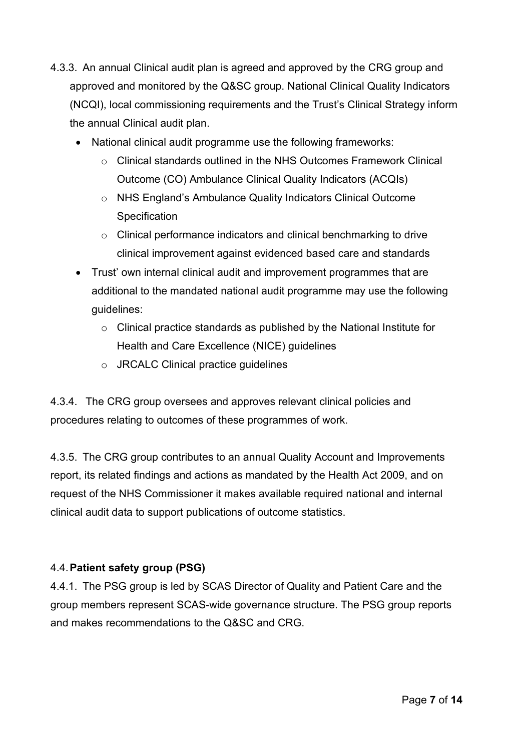4.3.3. An annual Clinical audit plan is agreed and approved by the CRG group and approved and monitored by the Q&SC group. National Clinical Quality Indicators (NCQI), local commissioning requirements and the Trust's Clinical Strategy inform the annual Clinical audit plan.

- National clinical audit programme use the following frameworks:
  - Clinical standards outlined in the NHS Outcomes Framework Clinical Outcome (CO) Ambulance Clinical Quality Indicators (ACQIs)
  - NHS England's Ambulance Quality Indicators Clinical Outcome Specification
  - Clinical performance indicators and clinical benchmarking to drive clinical improvement against evidenced based care and standards
- Trust' own internal clinical audit and improvement programmes that are additional to the mandated national audit programme may use the following guidelines:
  - Clinical practice standards as published by the National Institute for Health and Care Excellence (NICE) guidelines
  - JRCALC Clinical practice guidelines

4.3.4. The CRG group oversees and approves relevant clinical policies and procedures relating to outcomes of these programmes of work.

4.3.5. The CRG group contributes to an annual Quality Account and Improvements report, its related findings and actions as mandated by the Health Act 2009, and on request of the NHS Commissioner it makes available required national and internal clinical audit data to support publications of outcome statistics.

### 4.4. **Patient safety group (PSG)**

4.4.1. The PSG group is led by SCAS Director of Quality and Patient Care and the group members represent SCAS-wide governance structure. The PSG group reports and makes recommendations to the Q&SC and CRG.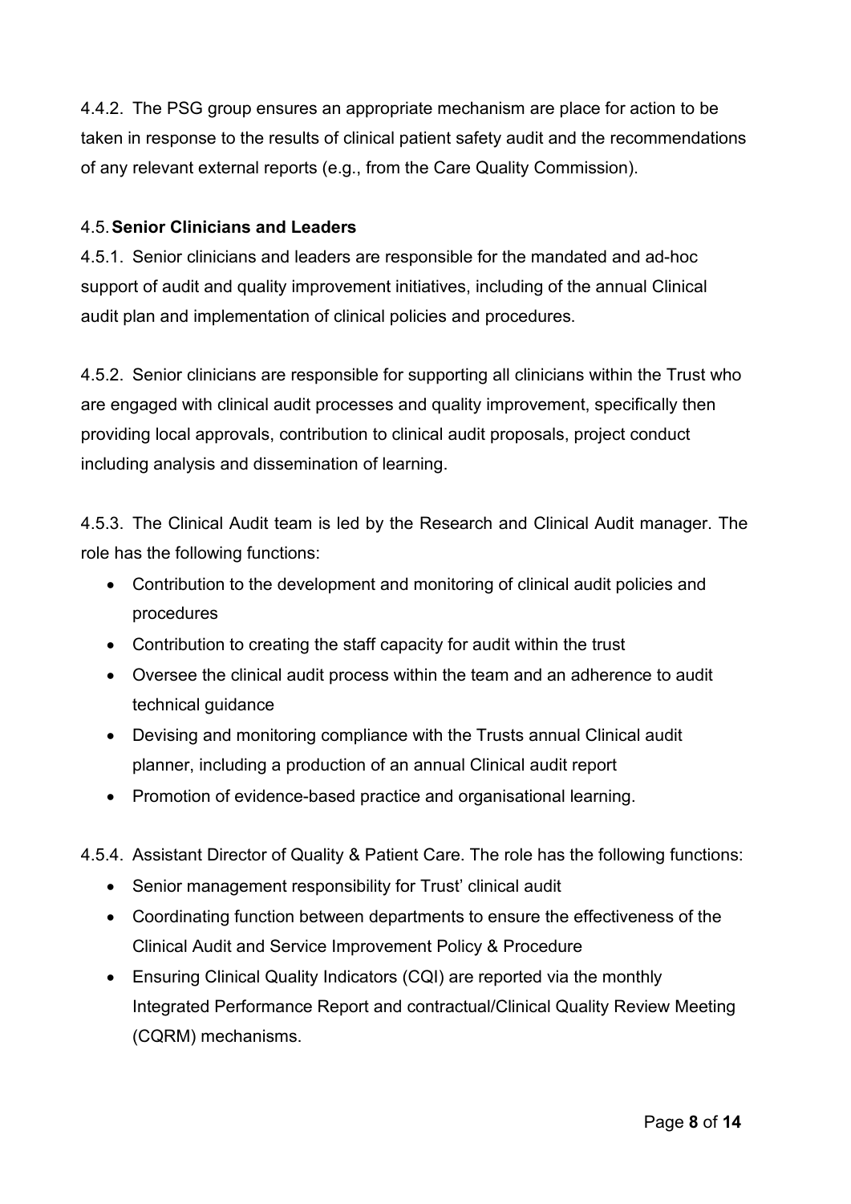4.4.2. The PSG group ensures an appropriate mechanism are place for action to be taken in response to the results of clinical patient safety audit and the recommendations of any relevant external reports (e.g., from the Care Quality Commission).

### 4.5. Senior Clinicians and Leaders

4.5.1. Senior clinicians and leaders are responsible for the mandated and ad-hoc support of audit and quality improvement initiatives, including of the annual Clinical audit plan and implementation of clinical policies and procedures.

4.5.2. Senior clinicians are responsible for supporting all clinicians within the Trust who are engaged with clinical audit processes and quality improvement, specifically then providing local approvals, contribution to clinical audit proposals, project conduct including analysis and dissemination of learning.

4.5.3. The Clinical Audit team is led by the Research and Clinical Audit manager. The role has the following functions:

- Contribution to the development and monitoring of clinical audit policies and procedures
- Contribution to creating the staff capacity for audit within the trust
- Oversee the clinical audit process within the team and an adherence to audit technical guidance
- Devising and monitoring compliance with the Trusts annual Clinical audit planner, including a production of an annual Clinical audit report
- Promotion of evidence-based practice and organisational learning.

4.5.4. Assistant Director of Quality & Patient Care. The role has the following functions:

- Senior management responsibility for Trust' clinical audit
- Coordinating function between departments to ensure the effectiveness of the Clinical Audit and Service Improvement Policy & Procedure
- Ensuring Clinical Quality Indicators (CQI) are reported via the monthly Integrated Performance Report and contractual/Clinical Quality Review Meeting (CQRM) mechanisms.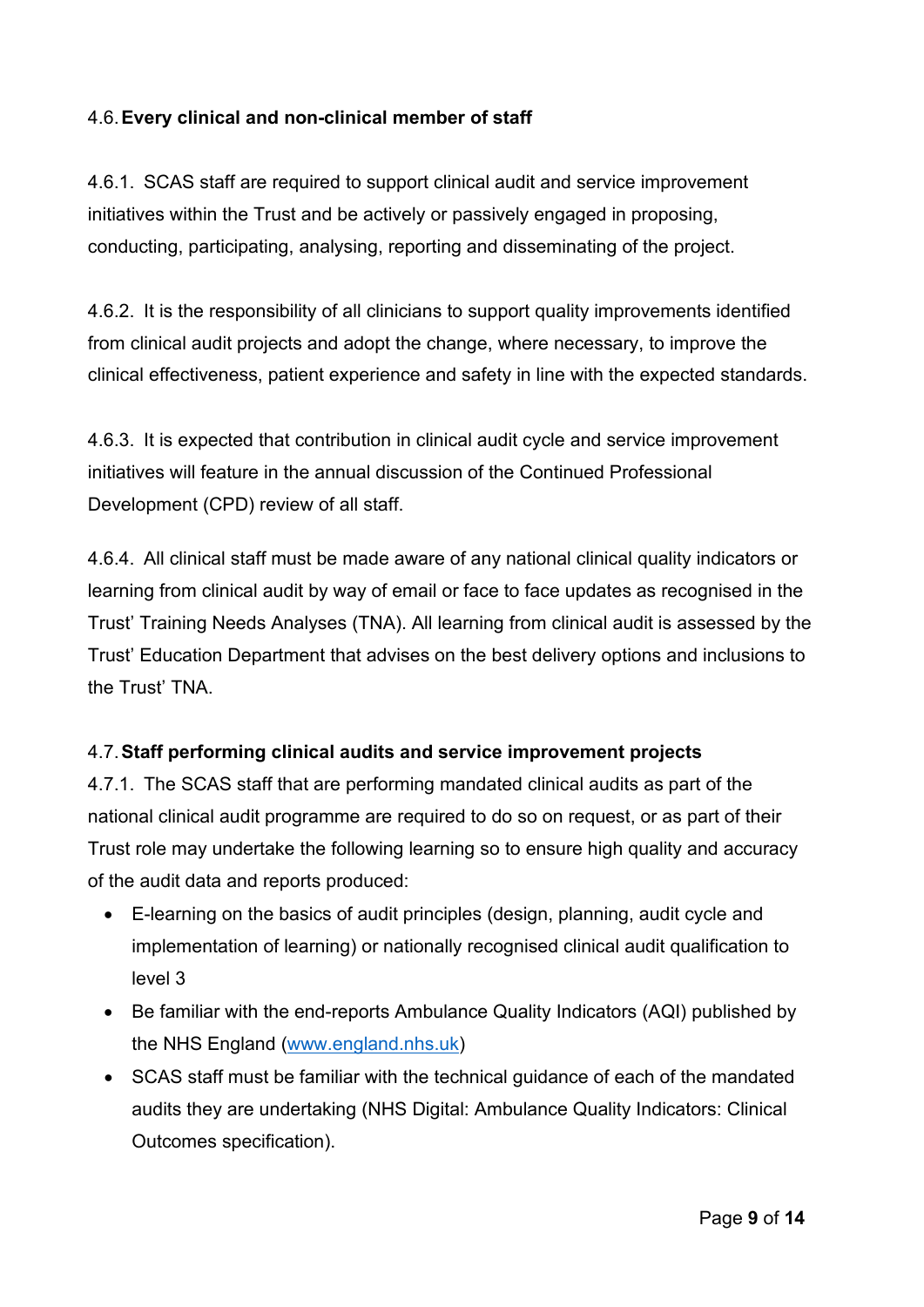### 4.6. Every clinical and non-clinical member of staff

4.6.1. SCAS staff are required to support clinical audit and service improvement initiatives within the Trust and be actively or passively engaged in proposing, conducting, participating, analysing, reporting and disseminating of the project.

4.6.2. It is the responsibility of all clinicians to support quality improvements identified from clinical audit projects and adopt the change, where necessary, to improve the clinical effectiveness, patient experience and safety in line with the expected standards.

4.6.3. It is expected that contribution in clinical audit cycle and service improvement initiatives will feature in the annual discussion of the Continued Professional Development (CPD) review of all staff.

4.6.4. All clinical staff must be made aware of any national clinical quality indicators or learning from clinical audit by way of email or face to face updates as recognised in the Trust' Training Needs Analyses (TNA). All learning from clinical audit is assessed by the Trust' Education Department that advises on the best delivery options and inclusions to the Trust' TNA.

### 4.7. Staff performing clinical audits and service improvement projects

4.7.1. The SCAS staff that are performing mandated clinical audits as part of the national clinical audit programme are required to do so on request, or as part of their Trust role may undertake the following learning so to ensure high quality and accuracy of the audit data and reports produced:

- E-learning on the basics of audit principles (design, planning, audit cycle and implementation of learning) or nationally recognised clinical audit qualification to level 3
- Be familiar with the end-reports Ambulance Quality Indicators (AQI) published by the NHS England ([www.england.nhs.uk](www.england.nhs.uk))
- SCAS staff must be familiar with the technical guidance of each of the mandated audits they are undertaking (NHS Digital: Ambulance Quality Indicators: Clinical Outcomes specification).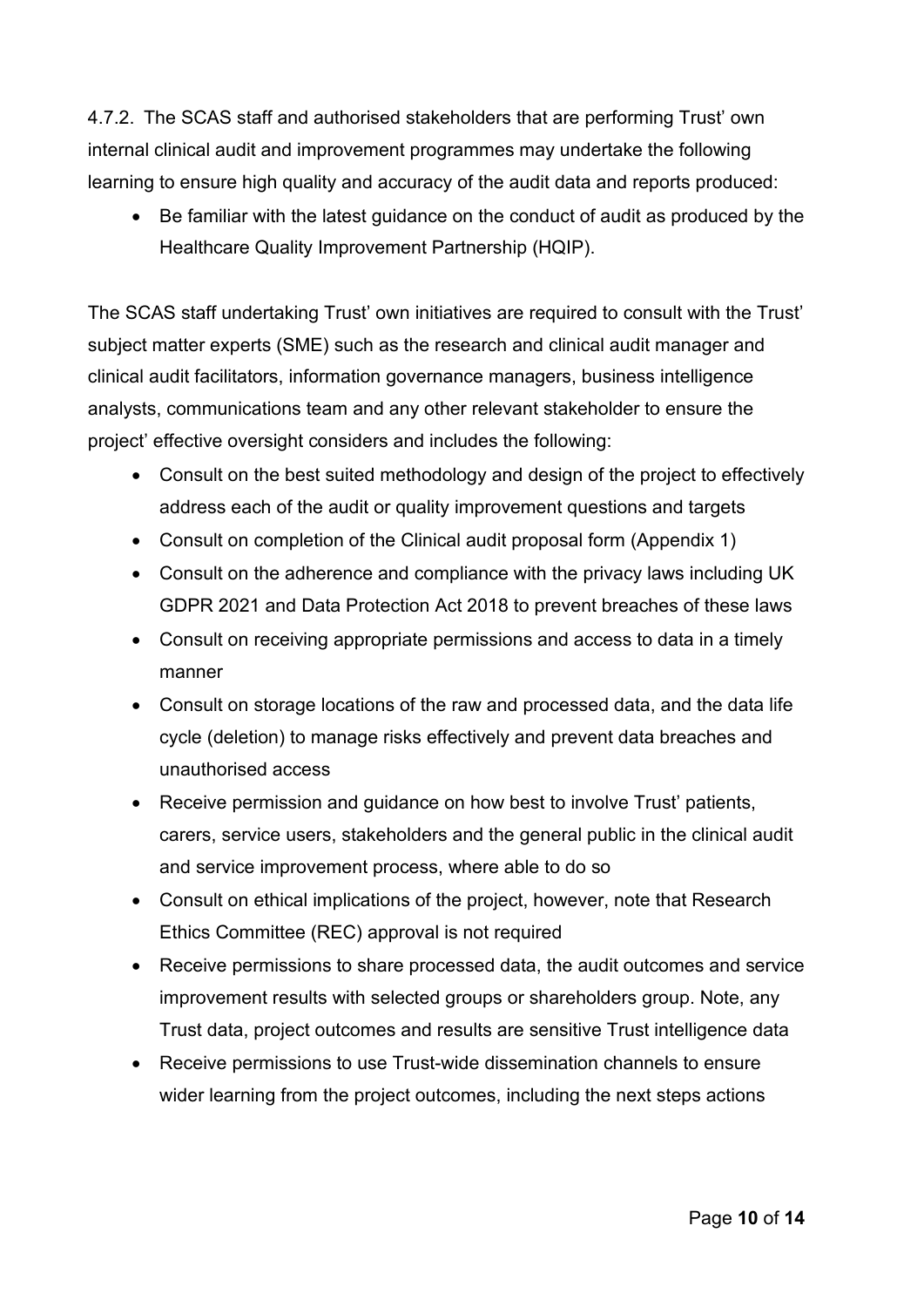4.7.2. The SCAS staff and authorised stakeholders that are performing Trust' own internal clinical audit and improvement programmes may undertake the following learning to ensure high quality and accuracy of the audit data and reports produced:

- Be familiar with the latest guidance on the conduct of audit as produced by the Healthcare Quality Improvement Partnership (HQIP).

The SCAS staff undertaking Trust' own initiatives are required to consult with the Trust' subject matter experts (SME) such as the research and clinical audit manager and clinical audit facilitators, information governance managers, business intelligence analysts, communications team and any other relevant stakeholder to ensure the project' effective oversight considers and includes the following:

- Consult on the best suited methodology and design of the project to effectively address each of the audit or quality improvement questions and targets
- Consult on completion of the Clinical audit proposal form (Appendix 1)
- Consult on the adherence and compliance with the privacy laws including UK GDPR 2021 and Data Protection Act 2018 to prevent breaches of these laws
- Consult on receiving appropriate permissions and access to data in a timely manner
- Consult on storage locations of the raw and processed data, and the data life cycle (deletion) to manage risks effectively and prevent data breaches and unauthorised access
- Receive permission and guidance on how best to involve Trust' patients, carers, service users, stakeholders and the general public in the clinical audit and service improvement process, where able to do so
- Consult on ethical implications of the project, however, note that Research Ethics Committee (REC) approval is not required
- Receive permissions to share processed data, the audit outcomes and service improvement results with selected groups or shareholders group. Note, any Trust data, project outcomes and results are sensitive Trust intelligence data
- Receive permissions to use Trust-wide dissemination channels to ensure wider learning from the project outcomes, including the next steps actions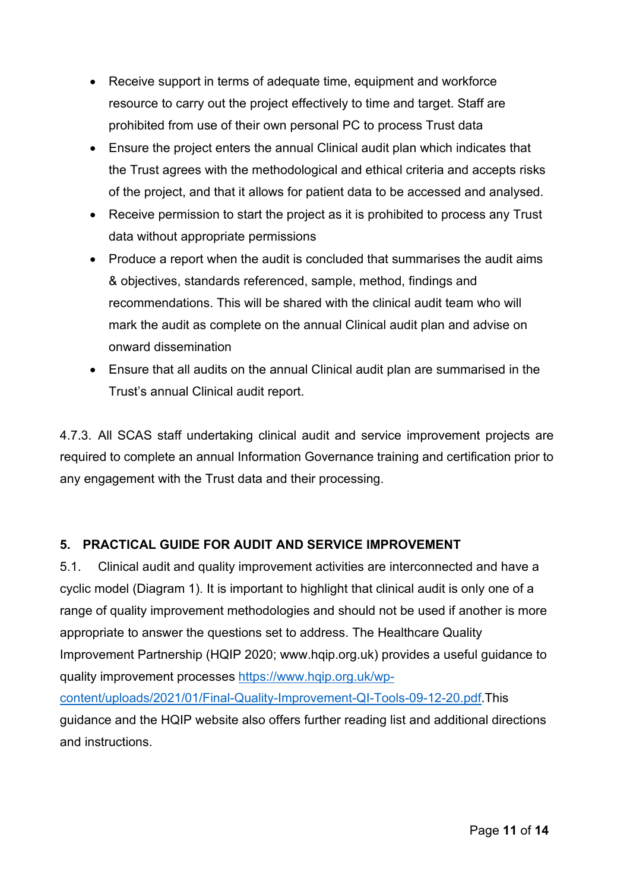- Receive support in terms of adequate time, equipment and workforce resource to carry out the project effectively to time and target. Staff are prohibited from use of their own personal PC to process Trust data
- Ensure the project enters the annual Clinical audit plan which indicates that the Trust agrees with the methodological and ethical criteria and accepts risks of the project, and that it allows for patient data to be accessed and analysed.
- Receive permission to start the project as it is prohibited to process any Trust data without appropriate permissions
- Produce a report when the audit is concluded that summarises the audit aims & objectives, standards referenced, sample, method, findings and recommendations. This will be shared with the clinical audit team who will mark the audit as complete on the annual Clinical audit plan and advise on onward dissemination
- Ensure that all audits on the annual Clinical audit plan are summarised in the Trust's annual Clinical audit report.

4.7.3. All SCAS staff undertaking clinical audit and service improvement projects are required to complete an annual Information Governance training and certification prior to any engagement with the Trust data and their processing.

## 5. PRACTICAL GUIDE FOR AUDIT AND SERVICE IMPROVEMENT

5.1. Clinical audit and quality improvement activities are interconnected and have a cyclic model (Diagram 1). It is important to highlight that clinical audit is only one of a range of quality improvement methodologies and should not be used if another is more appropriate to answer the questions set to address. The Healthcare Quality Improvement Partnership (HQIP 2020; www.hqip.org.uk) provides a useful guidance to quality improvement processes [https://www.hqip.org.uk/wp-content/uploads/2021/01/Final-Quality-Improvement-QI-Tools-09-12-20.pdf](https://www.hqip.org.uk/wp-content/uploads/2021/01/Final-Quality-Improvement-QI-Tools-09-12-20.pdf).This guidance and the HQIP website also offers further reading list and additional directions and instructions.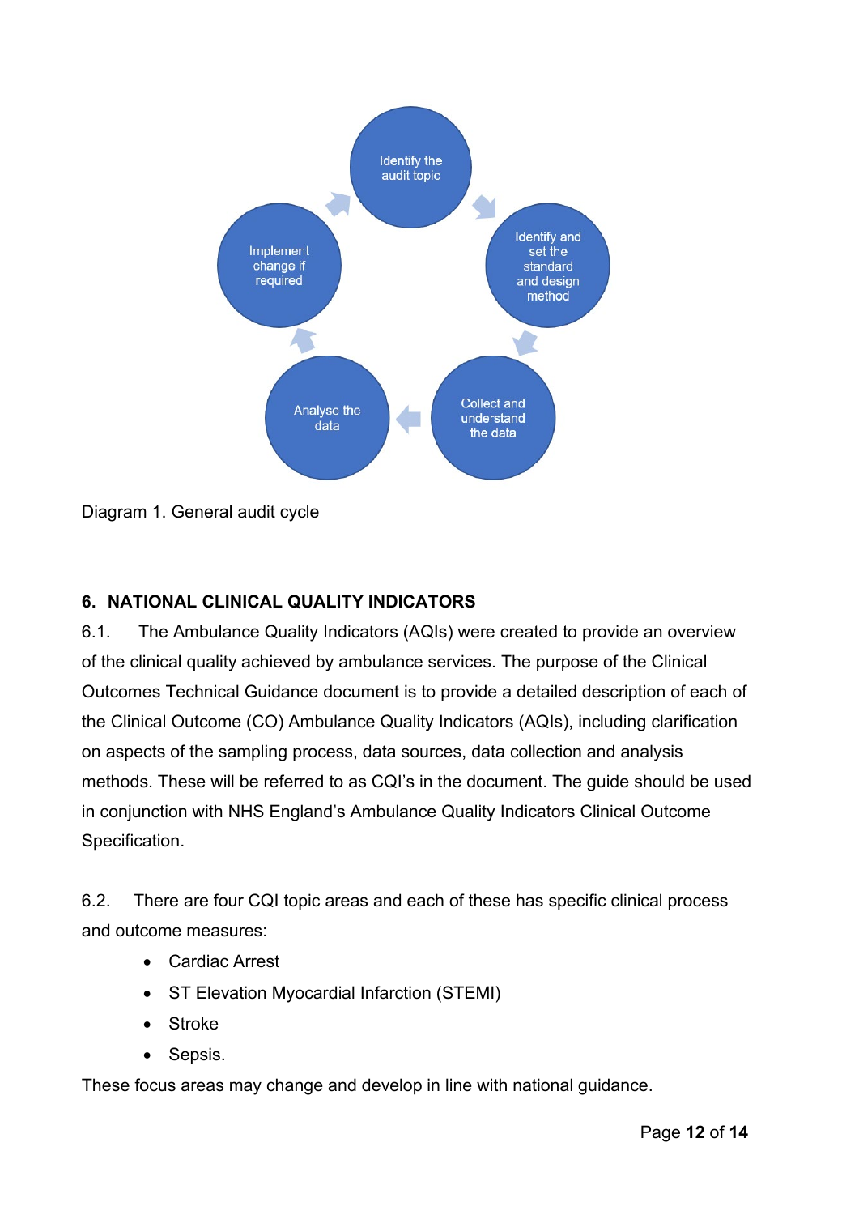- Identify the audit topic
- Identify and set the standard and design method
- Collect and understand the data
- Analyse the data
- Implement change if required

Diagram 1. General audit cycle

## 6. NATIONAL CLINICAL QUALITY INDICATORS

6.1. The Ambulance Quality Indicators (AQIs) were created to provide an overview of the clinical quality achieved by ambulance services. The purpose of the Clinical Outcomes Technical Guidance document is to provide a detailed description of each of the Clinical Outcome (CO) Ambulance Quality Indicators (AQIs), including clarification on aspects of the sampling process, data sources, data collection and analysis methods. These will be referred to as CQI's in the document. The guide should be used in conjunction with NHS England's Ambulance Quality Indicators Clinical Outcome Specification.

6.2. There are four CQI topic areas and each of these has specific clinical process and outcome measures:

- Cardiac Arrest
- ST Elevation Myocardial Infarction (STEMI)
- Stroke
- Sepsis.

These focus areas may change and develop in line with national guidance.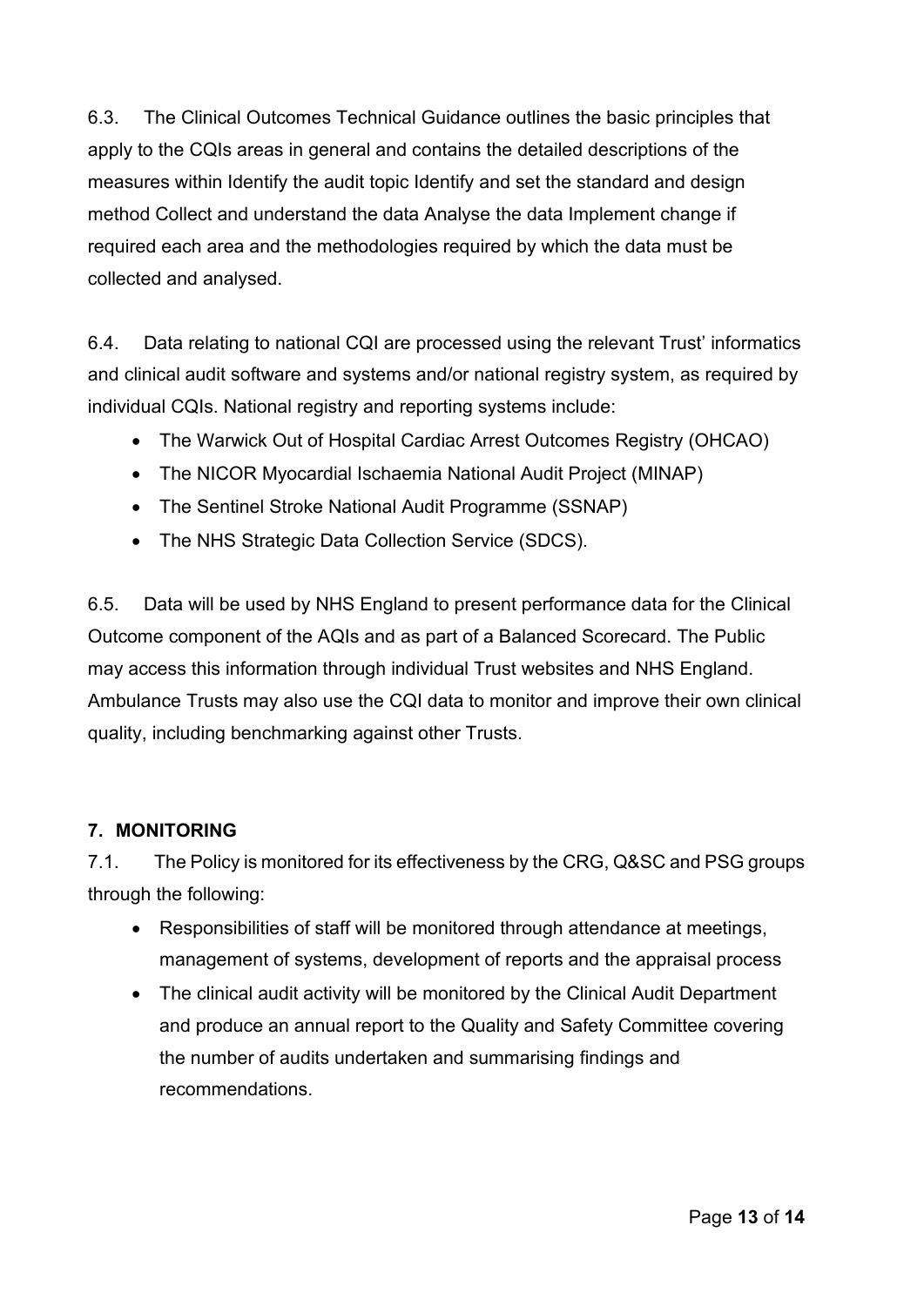6.3. The Clinical Outcomes Technical Guidance outlines the basic principles that apply to the CQIs areas in general and contains the detailed descriptions of the measures within Identify the audit topic Identify and set the standard and design method Collect and understand the data Analyse the data Implement change if required each area and the methodologies required by which the data must be collected and analysed.

6.4. Data relating to national CQI are processed using the relevant Trust' informatics and clinical audit software and systems and/or national registry system, as required by individual CQIs. National registry and reporting systems include:

- The Warwick Out of Hospital Cardiac Arrest Outcomes Registry (OHCAO)
- The NICOR Myocardial Ischaemia National Audit Project (MINAP)
- The Sentinel Stroke National Audit Programme (SSNAP)
- The NHS Strategic Data Collection Service (SDCS).

6.5. Data will be used by NHS England to present performance data for the Clinical Outcome component of the AQIs and as part of a Balanced Scorecard. The Public may access this information through individual Trust websites and NHS England. Ambulance Trusts may also use the CQI data to monitor and improve their own clinical quality, including benchmarking against other Trusts.

## 7. MONITORING

7.1. The Policy is monitored for its effectiveness by the CRG, Q&SC and PSG groups through the following:

- Responsibilities of staff will be monitored through attendance at meetings, management of systems, development of reports and the appraisal process
- The clinical audit activity will be monitored by the Clinical Audit Department and produce an annual report to the Quality and Safety Committee covering the number of audits undertaken and summarising findings and recommendations.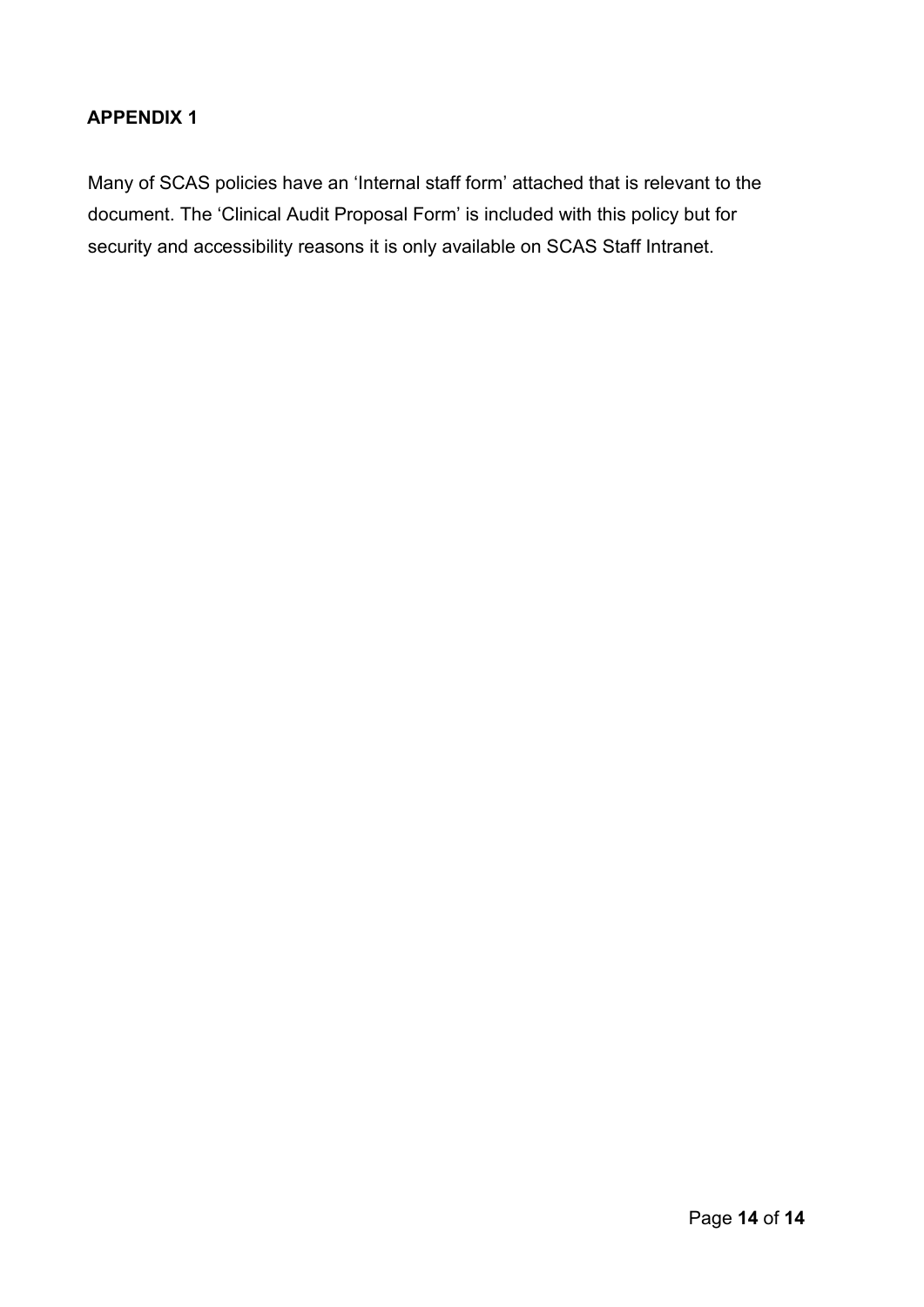## APPENDIX 1

Many of SCAS policies have an 'Internal staff form' attached that is relevant to the document. The 'Clinical Audit Proposal Form' is included with this policy but for security and accessibility reasons it is only available on SCAS Staff Intranet.